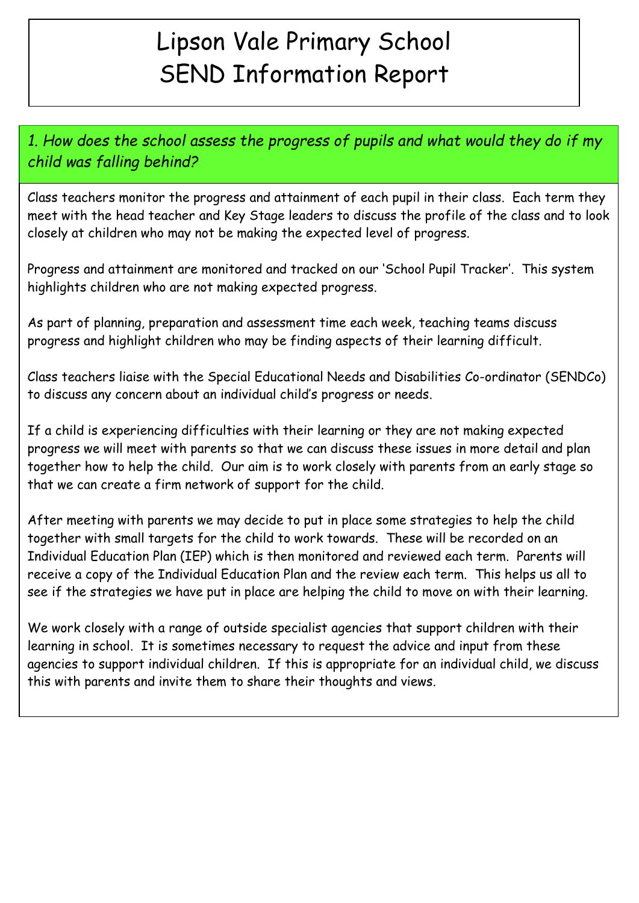# Lipson Vale Primary School
# SEND Information Report

## *1. How does the school assess the progress of pupils and what would they do if my child was falling behind?*

Class teachers monitor the progress and attainment of each pupil in their class. Each term they meet with the head teacher and Key Stage leaders to discuss the profile of the class and to look closely at children who may not be making the expected level of progress.

Progress and attainment are monitored and tracked on our 'School Pupil Tracker'. This system highlights children who are not making expected progress.

As part of planning, preparation and assessment time each week, teaching teams discuss progress and highlight children who may be finding aspects of their learning difficult.

Class teachers liaise with the Special Educational Needs and Disabilities Co-ordinator (SENDCo) to discuss any concern about an individual child's progress or needs.

If a child is experiencing difficulties with their learning or they are not making expected progress we will meet with parents so that we can discuss these issues in more detail and plan together how to help the child. Our aim is to work closely with parents from an early stage so that we can create a firm network of support for the child.

After meeting with parents we may decide to put in place some strategies to help the child together with small targets for the child to work towards. These will be recorded on an Individual Education Plan (IEP) which is then monitored and reviewed each term. Parents will receive a copy of the Individual Education Plan and the review each term. This helps us all to see if the strategies we have put in place are helping the child to move on with their learning.

We work closely with a range of outside specialist agencies that support children with their learning in school. It is sometimes necessary to request the advice and input from these agencies to support individual children. If this is appropriate for an individual child, we discuss this with parents and invite them to share their thoughts and views.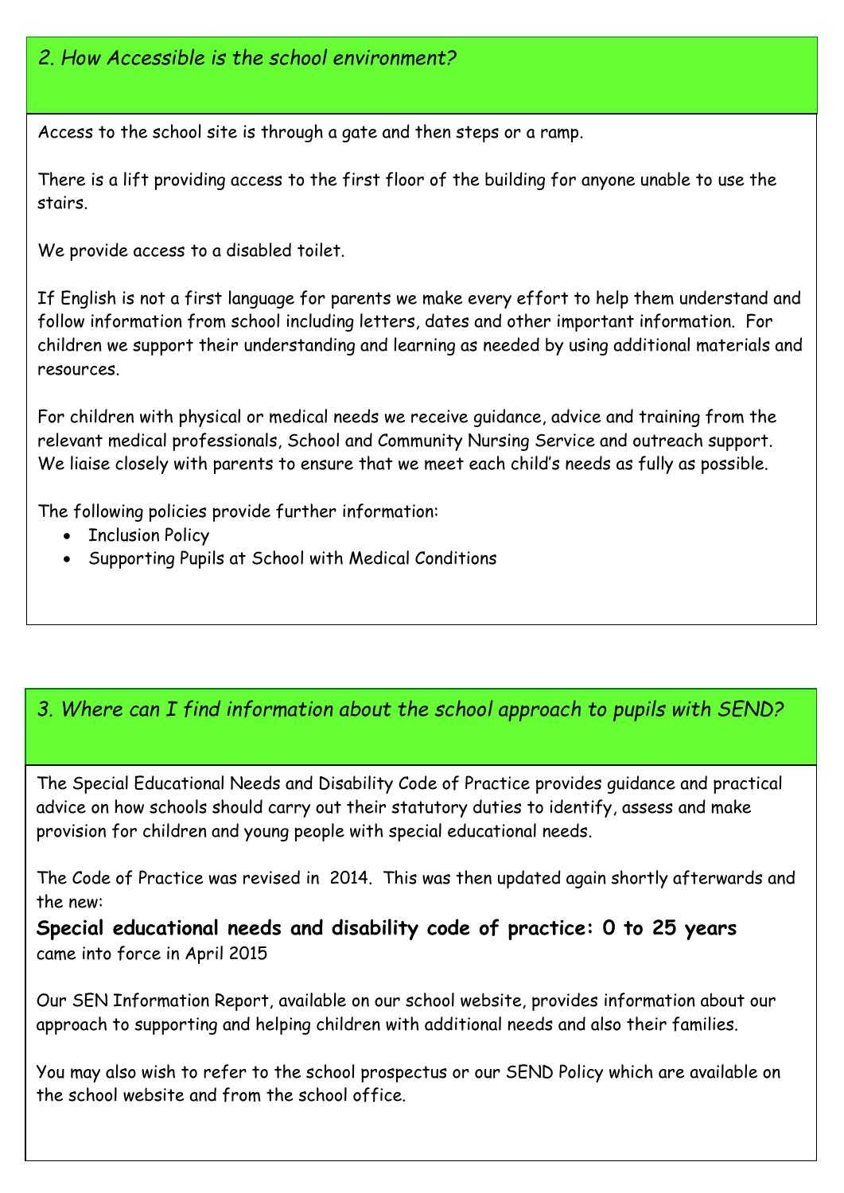## *2. How Accessible is the school environment?*

Access to the school site is through a gate and then steps or a ramp.

There is a lift providing access to the first floor of the building for anyone unable to use the stairs.

We provide access to a disabled toilet.

If English is not a first language for parents we make every effort to help them understand and follow information from school including letters, dates and other important information. For children we support their understanding and learning as needed by using additional materials and resources.

For children with physical or medical needs we receive guidance, advice and training from the relevant medical professionals, School and Community Nursing Service and outreach support. We liaise closely with parents to ensure that we meet each child's needs as fully as possible.

The following policies provide further information:

- Inclusion Policy
- Supporting Pupils at School with Medical Conditions

## *3. Where can I find information about the school approach to pupils with SEND?*

The Special Educational Needs and Disability Code of Practice provides guidance and practical advice on how schools should carry out their statutory duties to identify, assess and make provision for children and young people with special educational needs.

The Code of Practice was revised in 2014. This was then updated again shortly afterwards and the new:

**Special educational needs and disability code of practice: 0 to 25 years**
came into force in April 2015

Our SEN Information Report, available on our school website, provides information about our approach to supporting and helping children with additional needs and also their families.

You may also wish to refer to the school prospectus or our SEND Policy which are available on the school website and from the school office.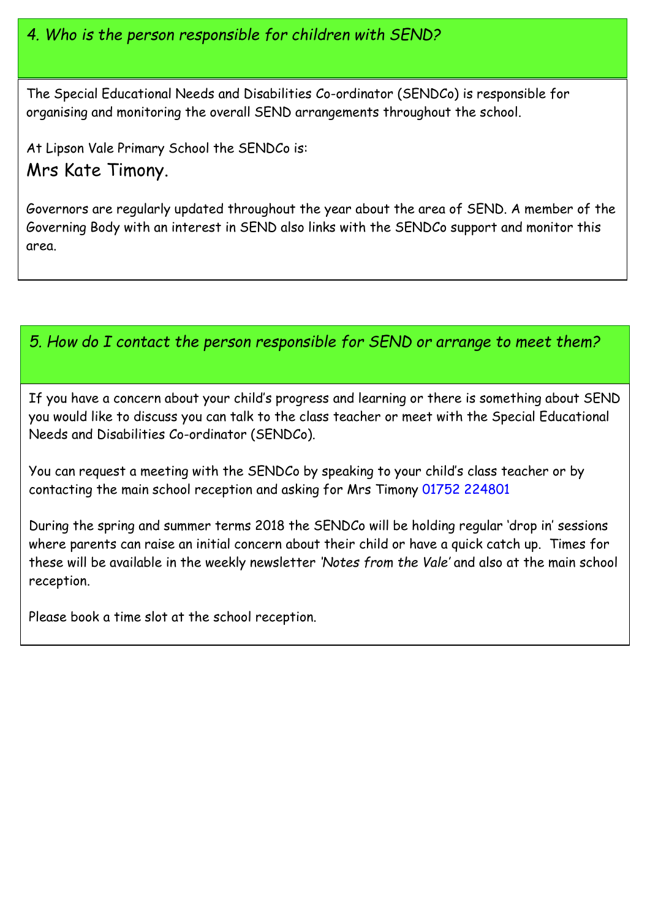## *4. Who is the person responsible for children with SEND?*

The Special Educational Needs and Disabilities Co-ordinator (SENDCo) is responsible for organising and monitoring the overall SEND arrangements throughout the school.

At Lipson Vale Primary School the SENDCo is:

Mrs Kate Timony.

Governors are regularly updated throughout the year about the area of SEND. A member of the Governing Body with an interest in SEND also links with the SENDCo support and monitor this area.

## *5. How do I contact the person responsible for SEND or arrange to meet them?*

If you have a concern about your child's progress and learning or there is something about SEND you would like to discuss you can talk to the class teacher or meet with the Special Educational Needs and Disabilities Co-ordinator (SENDCo).

You can request a meeting with the SENDCo by speaking to your child's class teacher or by contacting the main school reception and asking for Mrs Timony 01752 224801

During the spring and summer terms 2018 the SENDCo will be holding regular 'drop in' sessions where parents can raise an initial concern about their child or have a quick catch up. Times for these will be available in the weekly newsletter *'Notes from the Vale'* and also at the main school reception.

Please book a time slot at the school reception.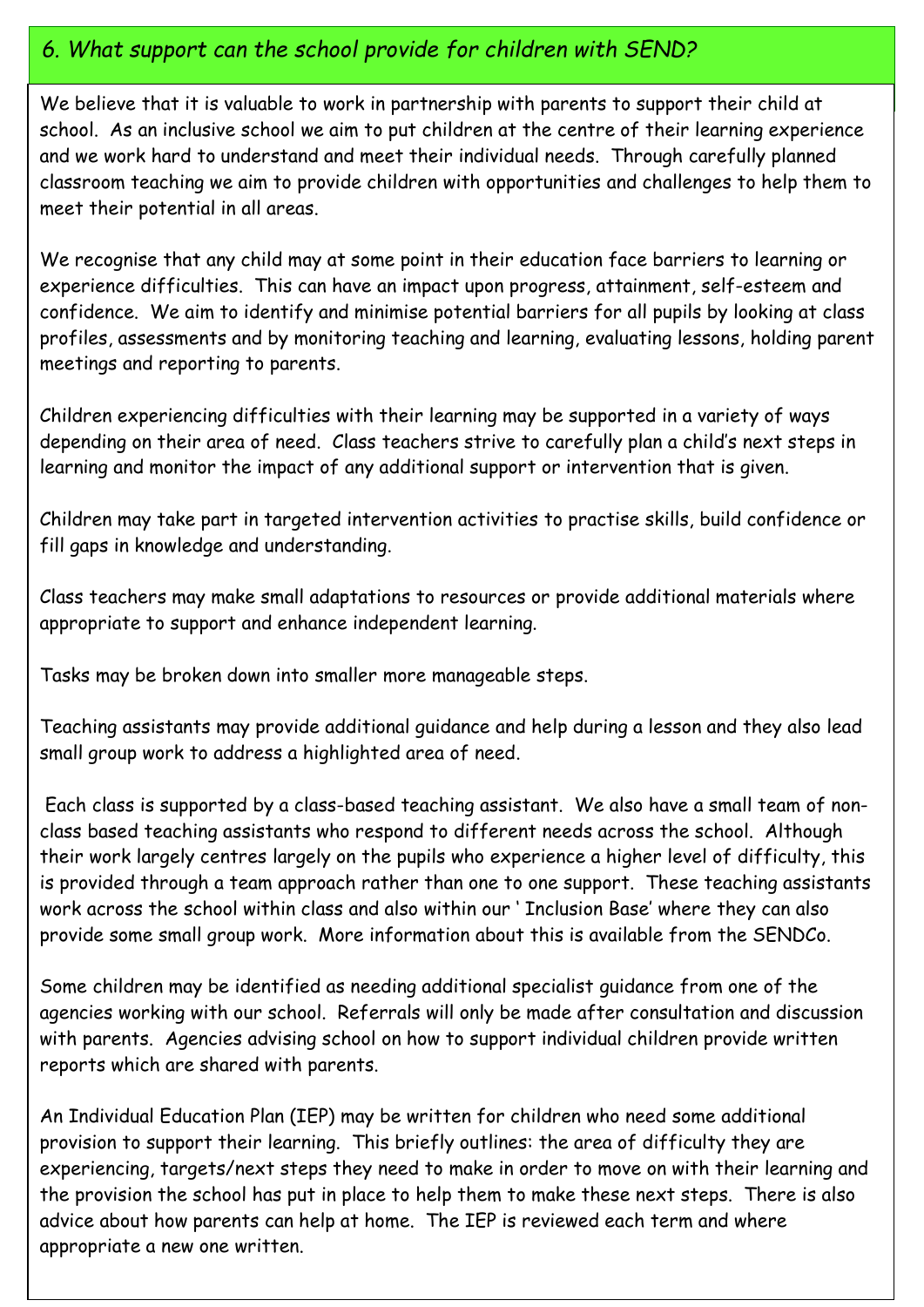## 6. *What support can the school provide for children with SEND?*

We believe that it is valuable to work in partnership with parents to support their child at school. As an inclusive school we aim to put children at the centre of their learning experience and we work hard to understand and meet their individual needs. Through carefully planned classroom teaching we aim to provide children with opportunities and challenges to help them to meet their potential in all areas.

We recognise that any child may at some point in their education face barriers to learning or experience difficulties. This can have an impact upon progress, attainment, self-esteem and confidence. We aim to identify and minimise potential barriers for all pupils by looking at class profiles, assessments and by monitoring teaching and learning, evaluating lessons, holding parent meetings and reporting to parents.

Children experiencing difficulties with their learning may be supported in a variety of ways depending on their area of need. Class teachers strive to carefully plan a child's next steps in learning and monitor the impact of any additional support or intervention that is given.

Children may take part in targeted intervention activities to practise skills, build confidence or fill gaps in knowledge and understanding.

Class teachers may make small adaptations to resources or provide additional materials where appropriate to support and enhance independent learning.

Tasks may be broken down into smaller more manageable steps.

Teaching assistants may provide additional guidance and help during a lesson and they also lead small group work to address a highlighted area of need.

Each class is supported by a class-based teaching assistant. We also have a small team of non-class based teaching assistants who respond to different needs across the school. Although their work largely centres largely on the pupils who experience a higher level of difficulty, this is provided through a team approach rather than one to one support. These teaching assistants work across the school within class and also within our ' Inclusion Base' where they can also provide some small group work. More information about this is available from the SENDCo.

Some children may be identified as needing additional specialist guidance from one of the agencies working with our school. Referrals will only be made after consultation and discussion with parents. Agencies advising school on how to support individual children provide written reports which are shared with parents.

An Individual Education Plan (IEP) may be written for children who need some additional provision to support their learning. This briefly outlines: the area of difficulty they are experiencing, targets/next steps they need to make in order to move on with their learning and the provision the school has put in place to help them to make these next steps. There is also advice about how parents can help at home. The IEP is reviewed each term and where appropriate a new one written.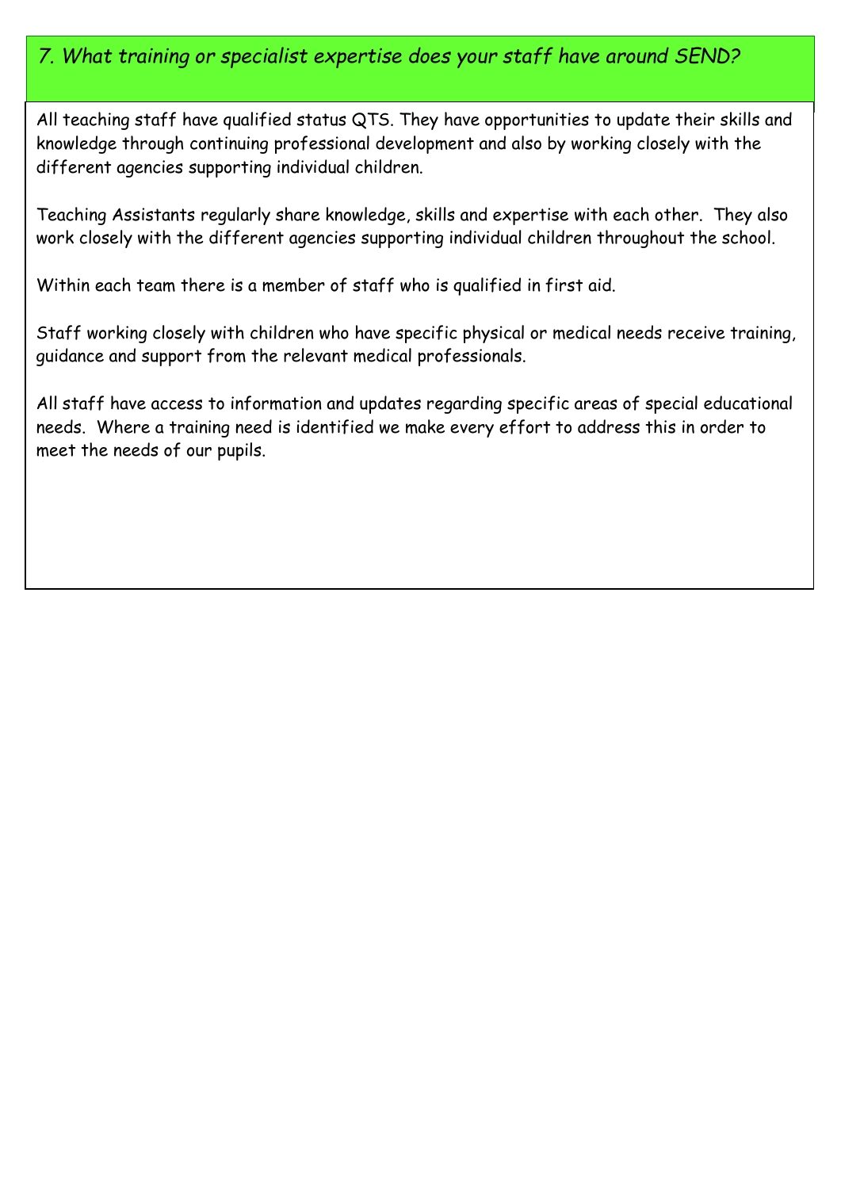## *7. What training or specialist expertise does your staff have around SEND?*

All teaching staff have qualified status QTS. They have opportunities to update their skills and knowledge through continuing professional development and also by working closely with the different agencies supporting individual children.

Teaching Assistants regularly share knowledge, skills and expertise with each other. They also work closely with the different agencies supporting individual children throughout the school.

Within each team there is a member of staff who is qualified in first aid.

Staff working closely with children who have specific physical or medical needs receive training, guidance and support from the relevant medical professionals.

All staff have access to information and updates regarding specific areas of special educational needs. Where a training need is identified we make every effort to address this in order to meet the needs of our pupils.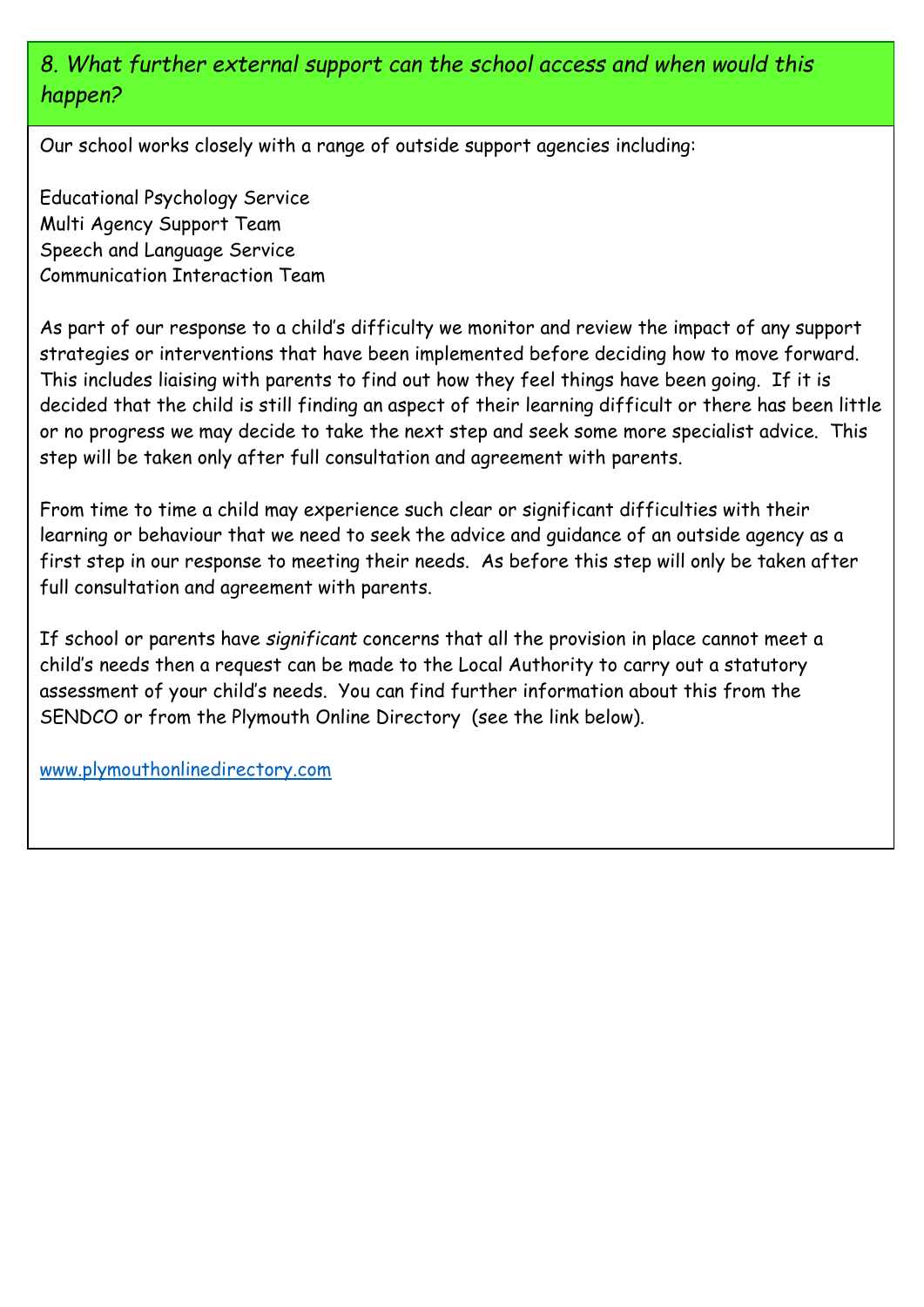## *8. What further external support can the school access and when would this happen?*

Our school works closely with a range of outside support agencies including:

Educational Psychology Service
Multi Agency Support Team
Speech and Language Service
Communication Interaction Team

As part of our response to a child's difficulty we monitor and review the impact of any support strategies or interventions that have been implemented before deciding how to move forward. This includes liaising with parents to find out how they feel things have been going. If it is decided that the child is still finding an aspect of their learning difficult or there has been little or no progress we may decide to take the next step and seek some more specialist advice. This step will be taken only after full consultation and agreement with parents.

From time to time a child may experience such clear or significant difficulties with their learning or behaviour that we need to seek the advice and guidance of an outside agency as a first step in our response to meeting their needs. As before this step will only be taken after full consultation and agreement with parents.

If school or parents have *significant* concerns that all the provision in place cannot meet a child's needs then a request can be made to the Local Authority to carry out a statutory assessment of your child's needs. You can find further information about this from the SENDCO or from the Plymouth Online Directory (see the link below).

[www.plymouthonlinedirectory.com](http://www.plymouthonlinedirectory.com)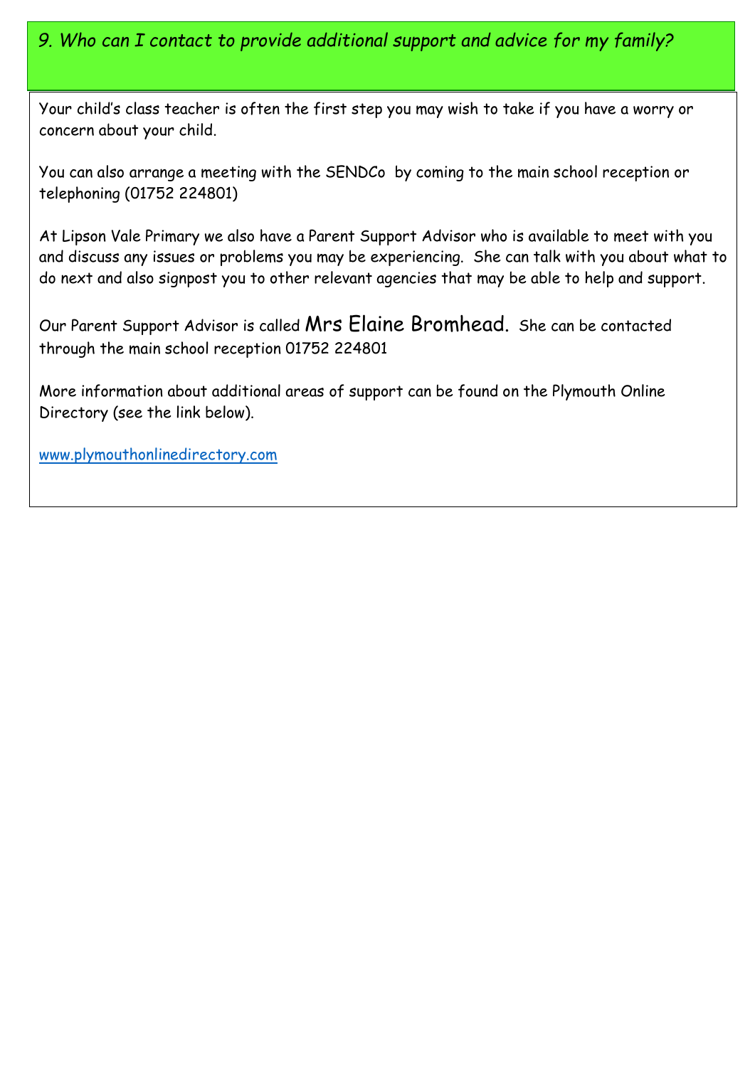## *9. Who can I contact to provide additional support and advice for my family?*

Your child's class teacher is often the first step you may wish to take if you have a worry or concern about your child.

You can also arrange a meeting with the SENDCo by coming to the main school reception or telephoning (01752 224801)

At Lipson Vale Primary we also have a Parent Support Advisor who is available to meet with you and discuss any issues or problems you may be experiencing. She can talk with you about what to do next and also signpost you to other relevant agencies that may be able to help and support.

Our Parent Support Advisor is called Mrs Elaine Bromhead. She can be contacted through the main school reception 01752 224801

More information about additional areas of support can be found on the Plymouth Online Directory (see the link below).

[www.plymouthonlinedirectory.com](www.plymouthonlinedirectory.com)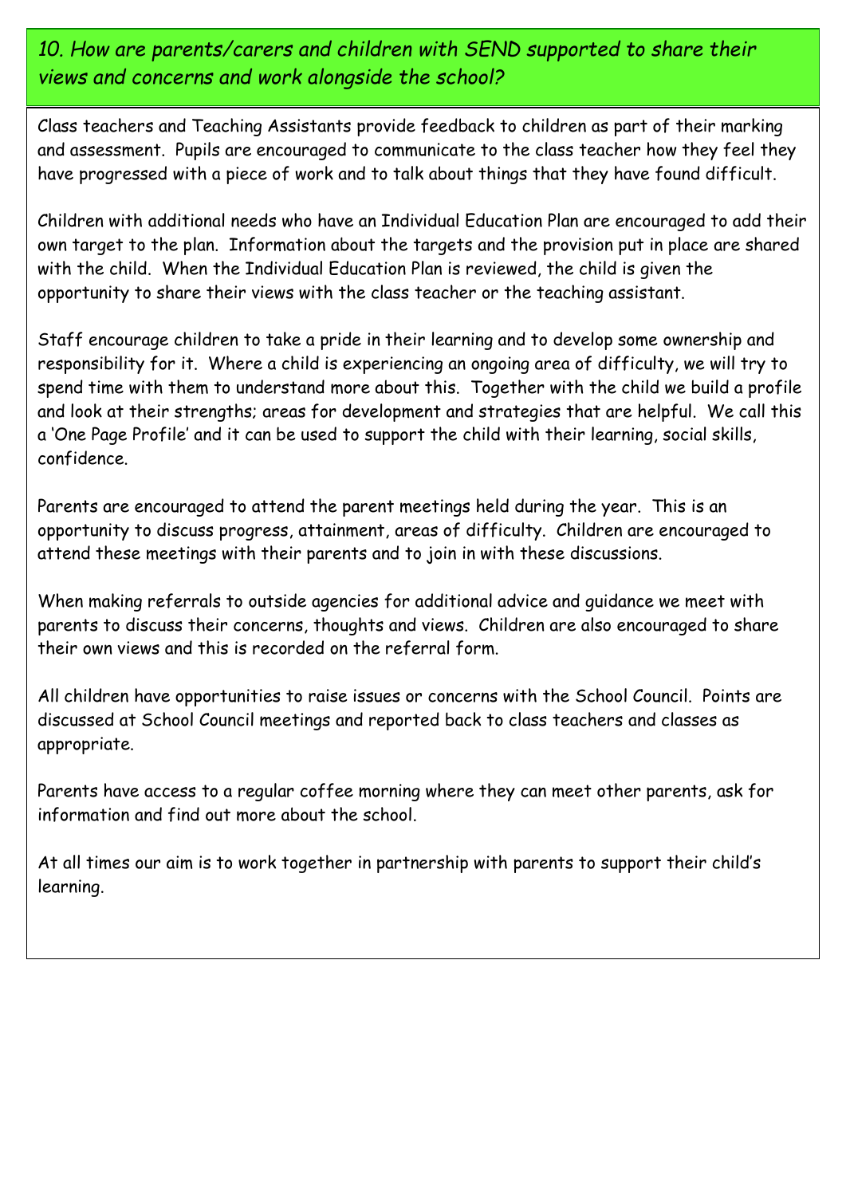## *10. How are parents/carers and children with SEND supported to share their views and concerns and work alongside the school?*

Class teachers and Teaching Assistants provide feedback to children as part of their marking and assessment. Pupils are encouraged to communicate to the class teacher how they feel they have progressed with a piece of work and to talk about things that they have found difficult.

Children with additional needs who have an Individual Education Plan are encouraged to add their own target to the plan. Information about the targets and the provision put in place are shared with the child. When the Individual Education Plan is reviewed, the child is given the opportunity to share their views with the class teacher or the teaching assistant.

Staff encourage children to take a pride in their learning and to develop some ownership and responsibility for it. Where a child is experiencing an ongoing area of difficulty, we will try to spend time with them to understand more about this. Together with the child we build a profile and look at their strengths; areas for development and strategies that are helpful. We call this a 'One Page Profile' and it can be used to support the child with their learning, social skills, confidence.

Parents are encouraged to attend the parent meetings held during the year. This is an opportunity to discuss progress, attainment, areas of difficulty. Children are encouraged to attend these meetings with their parents and to join in with these discussions.

When making referrals to outside agencies for additional advice and guidance we meet with parents to discuss their concerns, thoughts and views. Children are also encouraged to share their own views and this is recorded on the referral form.

All children have opportunities to raise issues or concerns with the School Council. Points are discussed at School Council meetings and reported back to class teachers and classes as appropriate.

Parents have access to a regular coffee morning where they can meet other parents, ask for information and find out more about the school.

At all times our aim is to work together in partnership with parents to support their child's learning.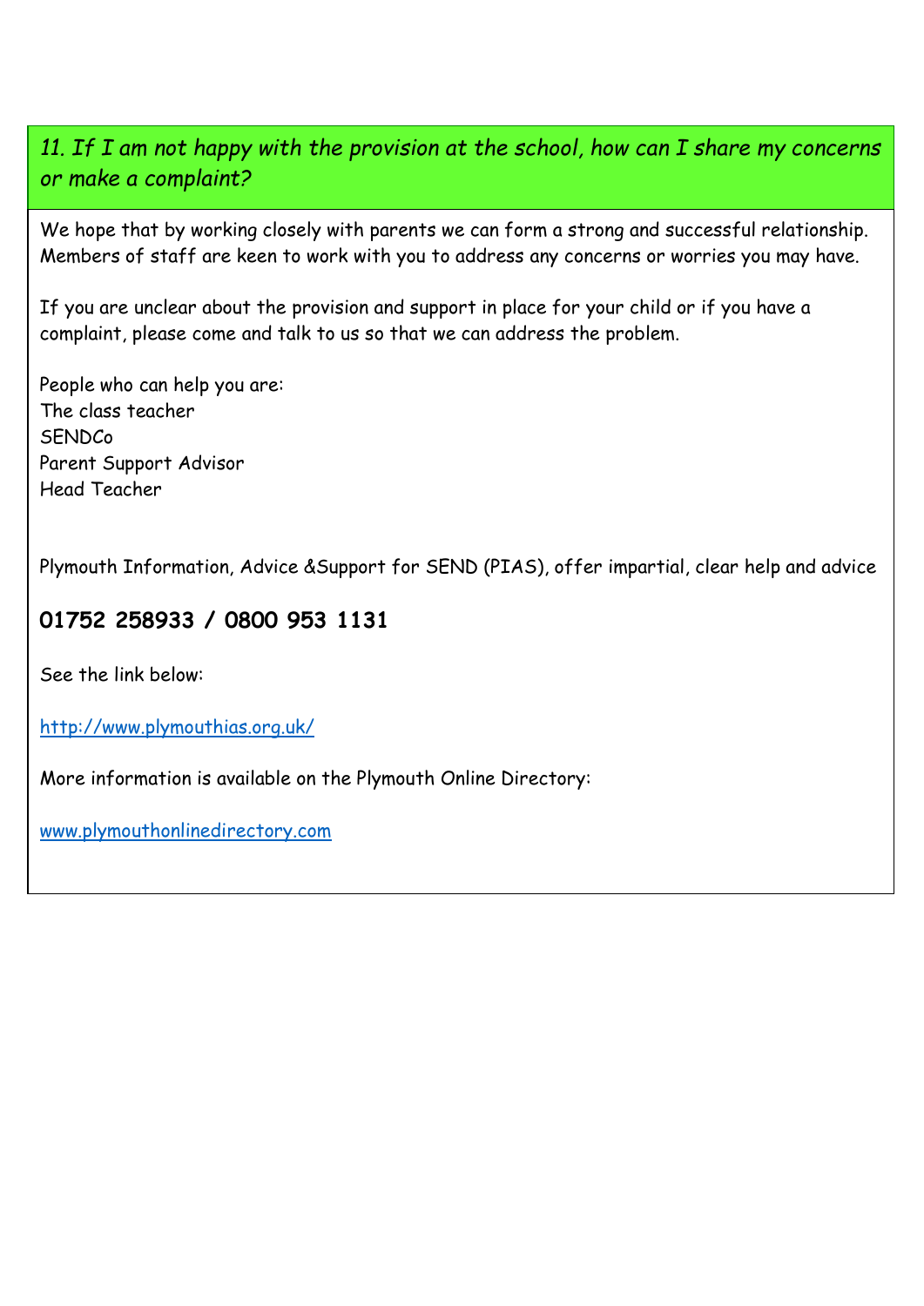## *11. If I am not happy with the provision at the school, how can I share my concerns or make a complaint?*

We hope that by working closely with parents we can form a strong and successful relationship. Members of staff are keen to work with you to address any concerns or worries you may have.

If you are unclear about the provision and support in place for your child or if you have a complaint, please come and talk to us so that we can address the problem.

People who can help you are:
The class teacher
SENDCo
Parent Support Advisor
Head Teacher

Plymouth Information, Advice &Support for SEND (PIAS), offer impartial, clear help and advice

**01752 258933 / 0800 953 1131**

See the link below:

[http://www.plymouthias.org.uk/](http://www.plymouthias.org.uk/)

More information is available on the Plymouth Online Directory:

[www.plymouthonlinedirectory.com](http://www.plymouthonlinedirectory.com)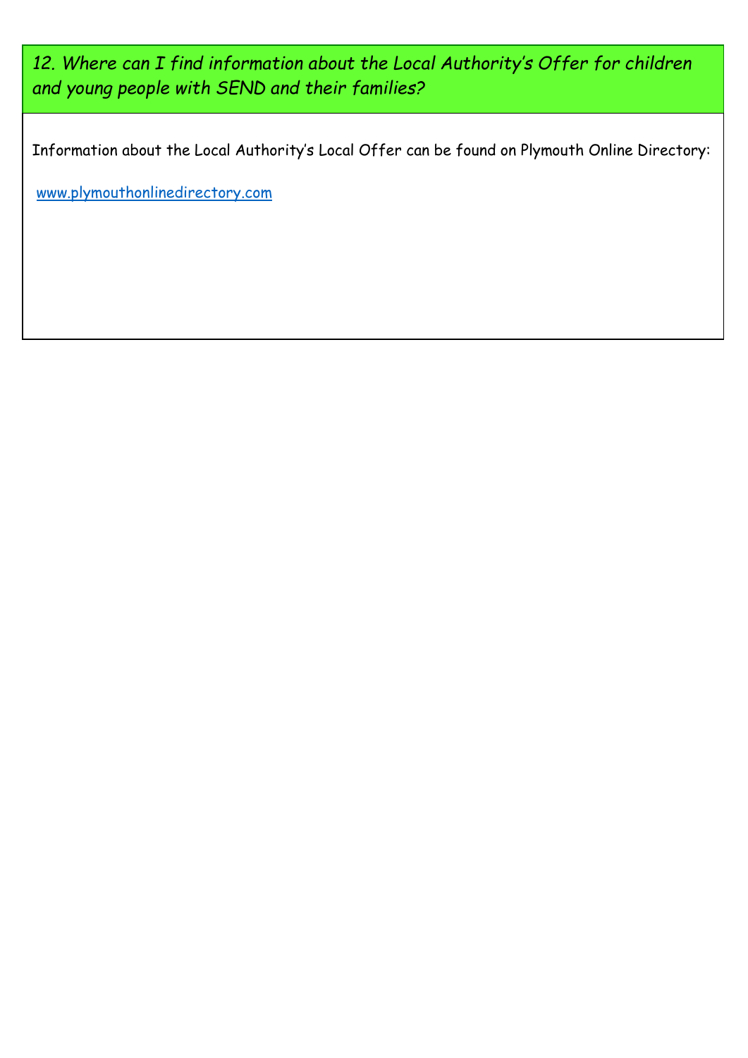### *12. Where can I find information about the Local Authority's Offer for children and young people with SEND and their families?*

Information about the Local Authority's Local Offer can be found on Plymouth Online Directory:

[www.plymouthonlinedirectory.com](http://www.plymouthonlinedirectory.com)